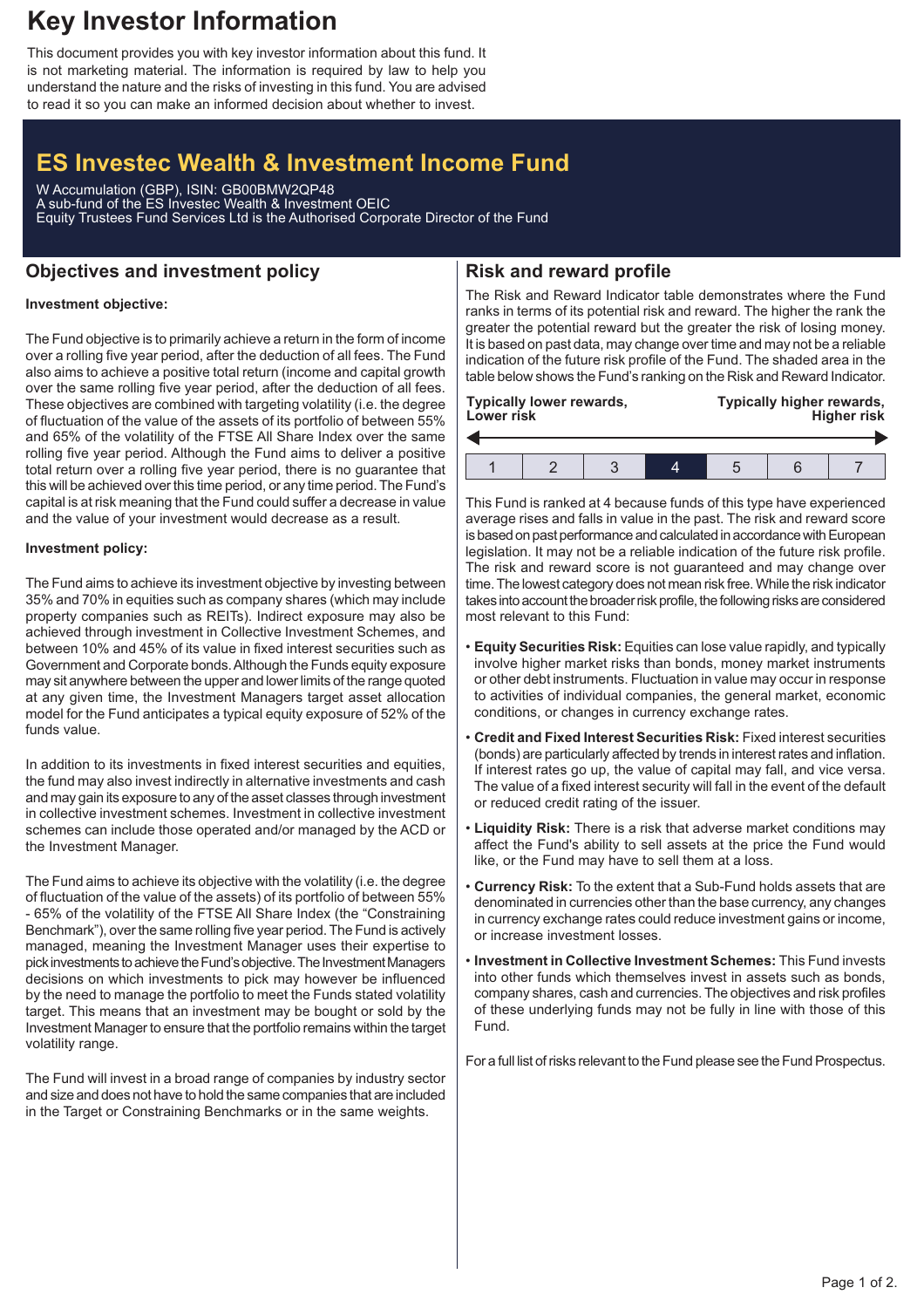# Key Investor Information

This document provides you with key investor information about this fund. It is not marketing material. The information is required by law to help you understand the nature and the risks of investing in this fund. You are advised to read it so you can make an informed decision about whether to invest.

## ES Investec Wealth & Investment Income Fund

W Accumulation (GBP), ISIN: GB00BMW2QP48
A sub-fund of the ES Investec Wealth & Investment OEIC
Equity Trustees Fund Services Ltd is the Authorised Corporate Director of the Fund

## Objectives and investment policy

**Investment objective:**

The Fund objective is to primarily achieve a return in the form of income over a rolling five year period, after the deduction of all fees. The Fund also aims to achieve a positive total return (income and capital growth over the same rolling five year period, after the deduction of all fees. These objectives are combined with targeting volatility (i.e. the degree of fluctuation of the value of the assets of its portfolio of between 55% and 65% of the volatility of the FTSE All Share Index over the same rolling five year period. Although the Fund aims to deliver a positive total return over a rolling five year period, there is no guarantee that this will be achieved over this time period, or any time period. The Fund's capital is at risk meaning that the Fund could suffer a decrease in value and the value of your investment would decrease as a result.

**Investment policy:**

The Fund aims to achieve its investment objective by investing between 35% and 70% in equities such as company shares (which may include property companies such as REITs). Indirect exposure may also be achieved through investment in Collective Investment Schemes, and between 10% and 45% of its value in fixed interest securities such as Government and Corporate bonds. Although the Funds equity exposure may sit anywhere between the upper and lower limits of the range quoted at any given time, the Investment Managers target asset allocation model for the Fund anticipates a typical equity exposure of 52% of the funds value.

In addition to its investments in fixed interest securities and equities, the fund may also invest indirectly in alternative investments and cash and may gain its exposure to any of the asset classes through investment in collective investment schemes. Investment in collective investment schemes can include those operated and/or managed by the ACD or the Investment Manager.

The Fund aims to achieve its objective with the volatility (i.e. the degree of fluctuation of the value of the assets) of its portfolio of between 55% - 65% of the volatility of the FTSE All Share Index (the "Constraining Benchmark"), over the same rolling five year period. The Fund is actively managed, meaning the Investment Manager uses their expertise to pick investments to achieve the Fund's objective. The Investment Managers decisions on which investments to pick may however be influenced by the need to manage the portfolio to meet the Funds stated volatility target. This means that an investment may be bought or sold by the Investment Manager to ensure that the portfolio remains within the target volatility range.

The Fund will invest in a broad range of companies by industry sector and size and does not have to hold the same companies that are included in the Target or Constraining Benchmarks or in the same weights.

## Risk and reward profile

The Risk and Reward Indicator table demonstrates where the Fund ranks in terms of its potential risk and reward. The higher the rank the greater the potential reward but the greater the risk of losing money. It is based on past data, may change over time and may not be a reliable indication of the future risk profile of the Fund. The shaded area in the table below shows the Fund's ranking on the Risk and Reward Indicator.

**Typically lower rewards, Lower risk** — **Typically higher rewards, Higher risk**

| 1 | 2 | 3 | **4** | 5 | 6 | 7 |
|---|---|---|---|---|---|---|

This Fund is ranked at 4 because funds of this type have experienced average rises and falls in value in the past. The risk and reward score is based on past performance and calculated in accordance with European legislation. It may not be a reliable indication of the future risk profile. The risk and reward score is not guaranteed and may change over time. The lowest category does not mean risk free. While the risk indicator takes into account the broader risk profile, the following risks are considered most relevant to this Fund:

- **Equity Securities Risk:** Equities can lose value rapidly, and typically involve higher market risks than bonds, money market instruments or other debt instruments. Fluctuation in value may occur in response to activities of individual companies, the general market, economic conditions, or changes in currency exchange rates.
- **Credit and Fixed Interest Securities Risk:** Fixed interest securities (bonds) are particularly affected by trends in interest rates and inflation. If interest rates go up, the value of capital may fall, and vice versa. The value of a fixed interest security will fall in the event of the default or reduced credit rating of the issuer.
- **Liquidity Risk:** There is a risk that adverse market conditions may affect the Fund's ability to sell assets at the price the Fund would like, or the Fund may have to sell them at a loss.
- **Currency Risk:** To the extent that a Sub-Fund holds assets that are denominated in currencies other than the base currency, any changes in currency exchange rates could reduce investment gains or income, or increase investment losses.
- **Investment in Collective Investment Schemes:** This Fund invests into other funds which themselves invest in assets such as bonds, company shares, cash and currencies. The objectives and risk profiles of these underlying funds may not be fully in line with those of this Fund.

For a full list of risks relevant to the Fund please see the Fund Prospectus.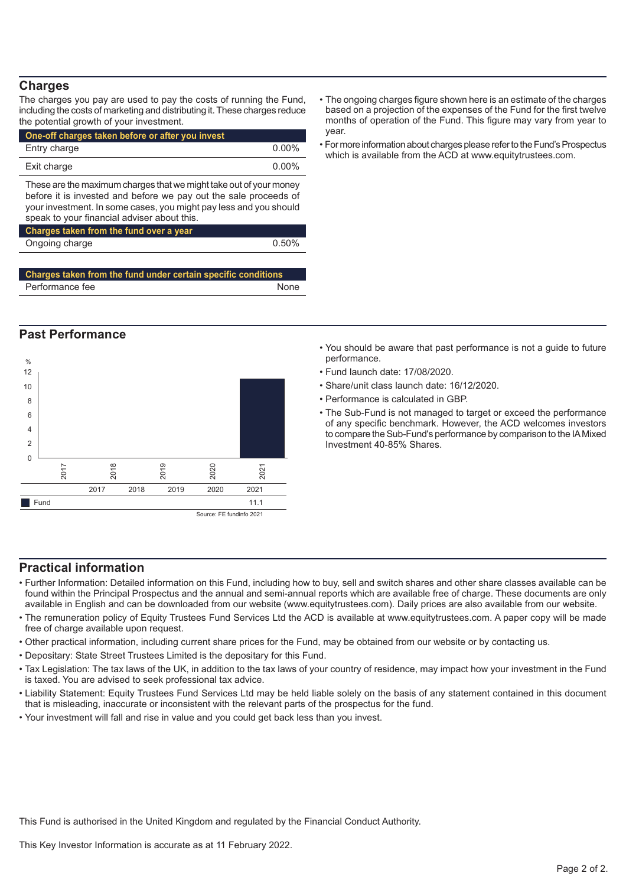## Charges

The charges you pay are used to pay the costs of running the Fund, including the costs of marketing and distributing it. These charges reduce the potential growth of your investment.

| One-off charges taken before or after you invest | |
|---|---|
| Entry charge | 0.00% |
| Exit charge | 0.00% |

These are the maximum charges that we might take out of your money before it is invested and before we pay out the sale proceeds of your investment. In some cases, you might pay less and you should speak to your financial adviser about this.

| Charges taken from the fund over a year | |
|---|---|
| Ongoing charge | 0.50% |

| Charges taken from the fund under certain specific conditions | |
|---|---|
| Performance fee | None |

- The ongoing charges figure shown here is an estimate of the charges based on a projection of the expenses of the Fund for the first twelve months of operation of the Fund. This figure may vary from year to year.
- For more information about charges please refer to the Fund's Prospectus which is available from the ACD at www.equitytrustees.com.

## Past Performance

%
12
10
8
6
4
2
0

2017 2018 2019 2020 2021

| | 2017 | 2018 | 2019 | 2020 | 2021 |
|---|---|---|---|---|---|
| Fund | | | | | 11.1 |

Source: FE fundinfo 2021

- You should be aware that past performance is not a guide to future performance.
- Fund launch date: 17/08/2020.
- Share/unit class launch date: 16/12/2020.
- Performance is calculated in GBP.
- The Sub-Fund is not managed to target or exceed the performance of any specific benchmark. However, the ACD welcomes investors to compare the Sub-Fund's performance by comparison to the IA Mixed Investment 40-85% Shares.

## Practical information

- Further Information: Detailed information on this Fund, including how to buy, sell and switch shares and other share classes available can be found within the Principal Prospectus and the annual and semi-annual reports which are available free of charge. These documents are only available in English and can be downloaded from our website (www.equitytrustees.com). Daily prices are also available from our website.
- The remuneration policy of Equity Trustees Fund Services Ltd the ACD is available at www.equitytrustees.com. A paper copy will be made free of charge available upon request.
- Other practical information, including current share prices for the Fund, may be obtained from our website or by contacting us.
- Depositary: State Street Trustees Limited is the depositary for this Fund.
- Tax Legislation: The tax laws of the UK, in addition to the tax laws of your country of residence, may impact how your investment in the Fund is taxed. You are advised to seek professional tax advice.
- Liability Statement: Equity Trustees Fund Services Ltd may be held liable solely on the basis of any statement contained in this document that is misleading, inaccurate or inconsistent with the relevant parts of the prospectus for the fund.
- Your investment will fall and rise in value and you could get back less than you invest.

This Fund is authorised in the United Kingdom and regulated by the Financial Conduct Authority.

This Key Investor Information is accurate as at 11 February 2022.